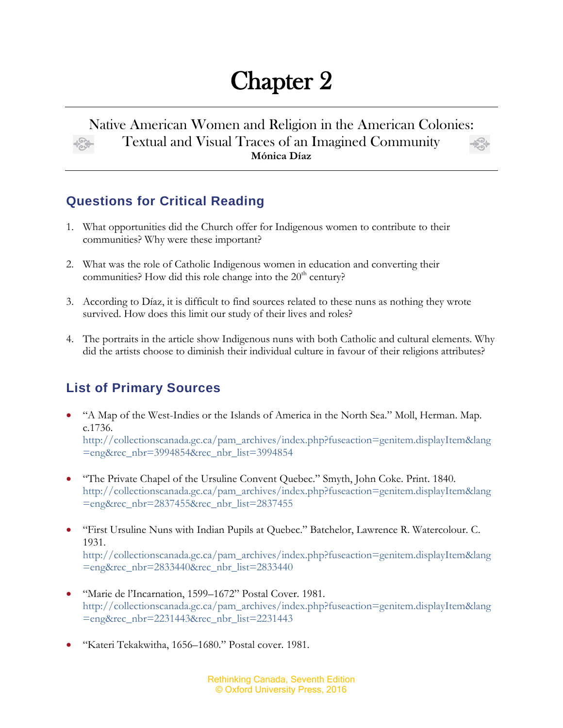# Chapter 2

## Native American Women and Religion in the American Colonies: Textual and Visual Traces of an Imagined Community

**Mónica Díaz**

## Questions for Critical Reading

1. What opportunities did the Church offer for Indigenous women to contribute to their communities? Why were these important?

2. What was the role of Catholic Indigenous women in education and converting their communities? How did this role change into the 20th century?

3. According to Díaz, it is difficult to find sources related to these nuns as nothing they wrote survived. How does this limit our study of their lives and roles?

4. The portraits in the article show Indigenous nuns with both Catholic and cultural elements. Why did the artists choose to diminish their individual culture in favour of their religions attributes?

## List of Primary Sources

- "A Map of the West-Indies or the Islands of America in the North Sea." Moll, Herman. Map. c.1736. http://collectionscanada.gc.ca/pam_archives/index.php?fuseaction=genitem.displayItem&lang=eng&rec_nbr=3994854&rec_nbr_list=3994854

- "The Private Chapel of the Ursuline Convent Quebec." Smyth, John Coke. Print. 1840. http://collectionscanada.gc.ca/pam_archives/index.php?fuseaction=genitem.displayItem&lang=eng&rec_nbr=2837455&rec_nbr_list=2837455

- "First Ursuline Nuns with Indian Pupils at Quebec." Batchelor, Lawrence R. Watercolour. C. 1931. http://collectionscanada.gc.ca/pam_archives/index.php?fuseaction=genitem.displayItem&lang=eng&rec_nbr=2833440&rec_nbr_list=2833440

- "Marie de l'Incarnation, 1599–1672" Postal Cover. 1981. http://collectionscanada.gc.ca/pam_archives/index.php?fuseaction=genitem.displayItem&lang=eng&rec_nbr=2231443&rec_nbr_list=2231443

- "Kateri Tekakwitha, 1656–1680." Postal cover. 1981.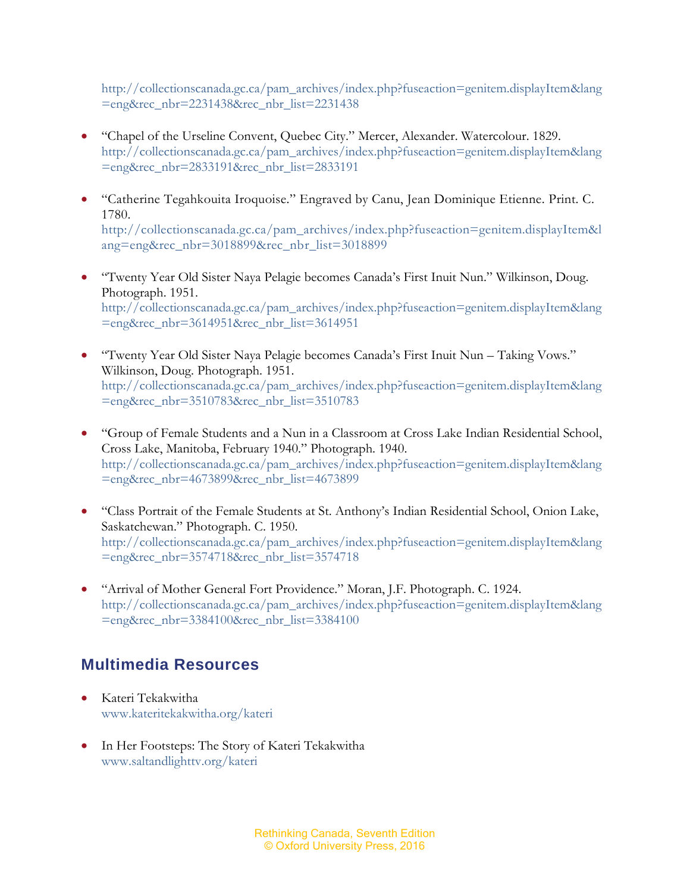http://collectionscanada.gc.ca/pam_archives/index.php?fuseaction=genitem.displayItem&lang=eng&rec_nbr=2231438&rec_nbr_list=2231438

- "Chapel of the Urseline Convent, Quebec City." Mercer, Alexander. Watercolour. 1829. http://collectionscanada.gc.ca/pam_archives/index.php?fuseaction=genitem.displayItem&lang=eng&rec_nbr=2833191&rec_nbr_list=2833191

- "Catherine Tegahkouita Iroquoise." Engraved by Canu, Jean Dominique Etienne. Print. C. 1780. http://collectionscanada.gc.ca/pam_archives/index.php?fuseaction=genitem.displayItem&lang=eng&rec_nbr=3018899&rec_nbr_list=3018899

- "Twenty Year Old Sister Naya Pelagie becomes Canada's First Inuit Nun." Wilkinson, Doug. Photograph. 1951. http://collectionscanada.gc.ca/pam_archives/index.php?fuseaction=genitem.displayItem&lang=eng&rec_nbr=3614951&rec_nbr_list=3614951

- "Twenty Year Old Sister Naya Pelagie becomes Canada's First Inuit Nun – Taking Vows." Wilkinson, Doug. Photograph. 1951. http://collectionscanada.gc.ca/pam_archives/index.php?fuseaction=genitem.displayItem&lang=eng&rec_nbr=3510783&rec_nbr_list=3510783

- "Group of Female Students and a Nun in a Classroom at Cross Lake Indian Residential School, Cross Lake, Manitoba, February 1940." Photograph. 1940. http://collectionscanada.gc.ca/pam_archives/index.php?fuseaction=genitem.displayItem&lang=eng&rec_nbr=4673899&rec_nbr_list=4673899

- "Class Portrait of the Female Students at St. Anthony's Indian Residential School, Onion Lake, Saskatchewan." Photograph. C. 1950. http://collectionscanada.gc.ca/pam_archives/index.php?fuseaction=genitem.displayItem&lang=eng&rec_nbr=3574718&rec_nbr_list=3574718

- "Arrival of Mother General Fort Providence." Moran, J.F. Photograph. C. 1924. http://collectionscanada.gc.ca/pam_archives/index.php?fuseaction=genitem.displayItem&lang=eng&rec_nbr=3384100&rec_nbr_list=3384100

## Multimedia Resources

- Kateri Tekakwitha
  www.kateritekakwitha.org/kateri

- In Her Footsteps: The Story of Kateri Tekakwitha
  www.saltandlighttv.org/kateri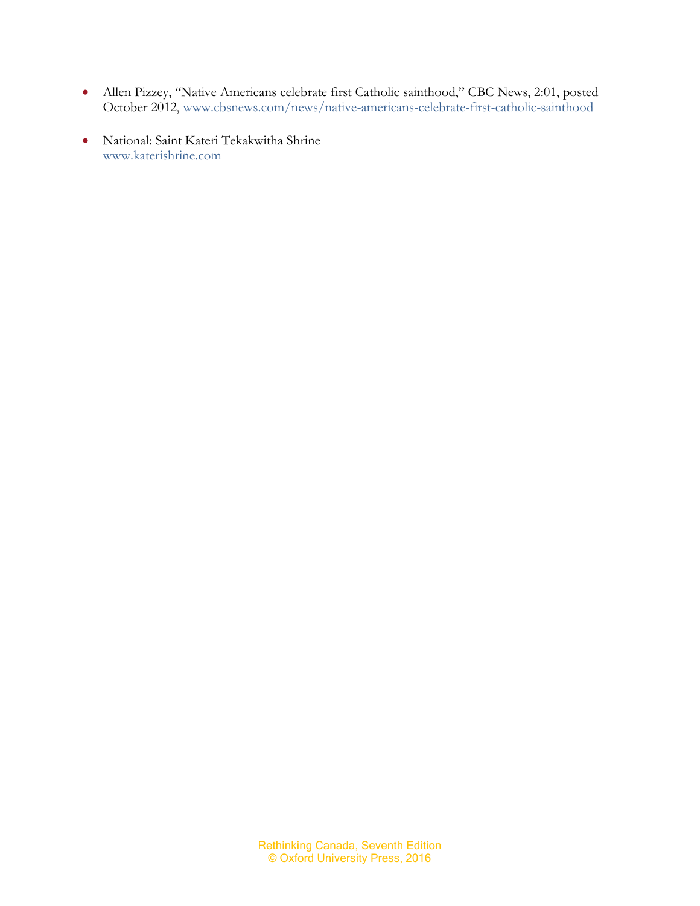- Allen Pizzey, "Native Americans celebrate first Catholic sainthood," CBC News, 2:01, posted October 2012, www.cbsnews.com/news/native-americans-celebrate-first-catholic-sainthood

- National: Saint Kateri Tekakwitha Shrine
  www.katerishrine.com